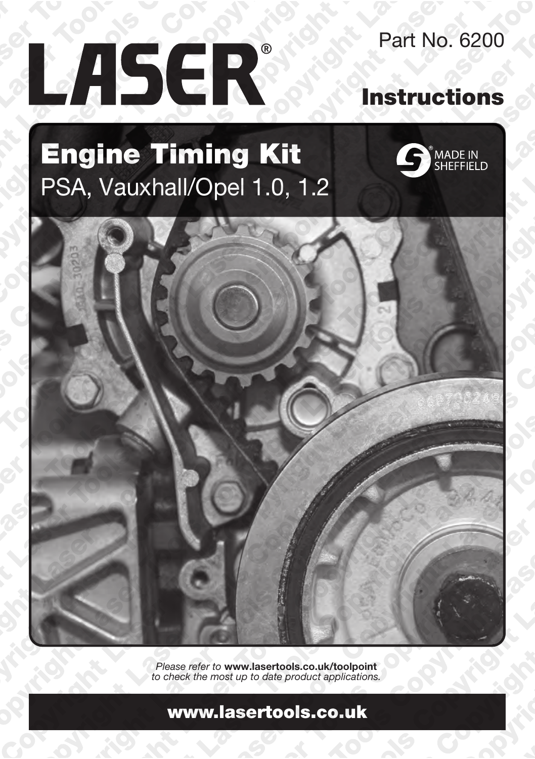LASER®

Part No. 6200

# Instructions

## Engine Timing Kit

PSA, Vauxhall/Opel 1.0, 1.2

MADE IN SHEFFIELD

*Please refer to* ***www.lasertools.co.uk/toolpoint*** *to check the most up to date product applications.*

**www.lasertools.co.uk**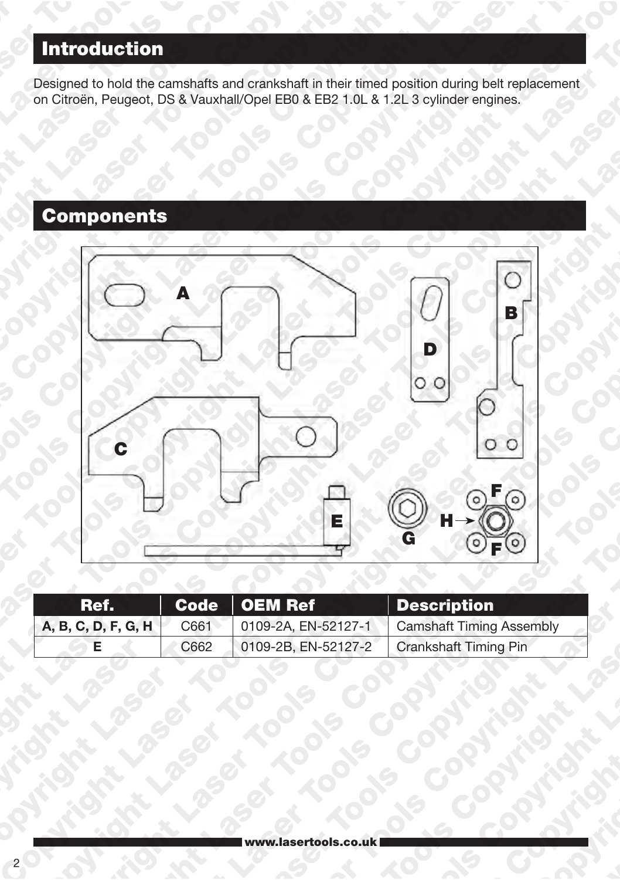## Introduction

Designed to hold the camshafts and crankshaft in their timed position during belt replacement on Citroën, Peugeot, DS & Vauxhall/Opel EB0 & EB2 1.0L & 1.2L 3 cylinder engines.

## Components

| Ref. | Code | OEM Ref | Description |
|---|---|---|---|
| A, B, C, D, F, G, H | C661 | 0109-2A, EN-52127-1 | Camshaft Timing Assembly |
| E | C662 | 0109-2B, EN-52127-2 | Crankshaft Timing Pin |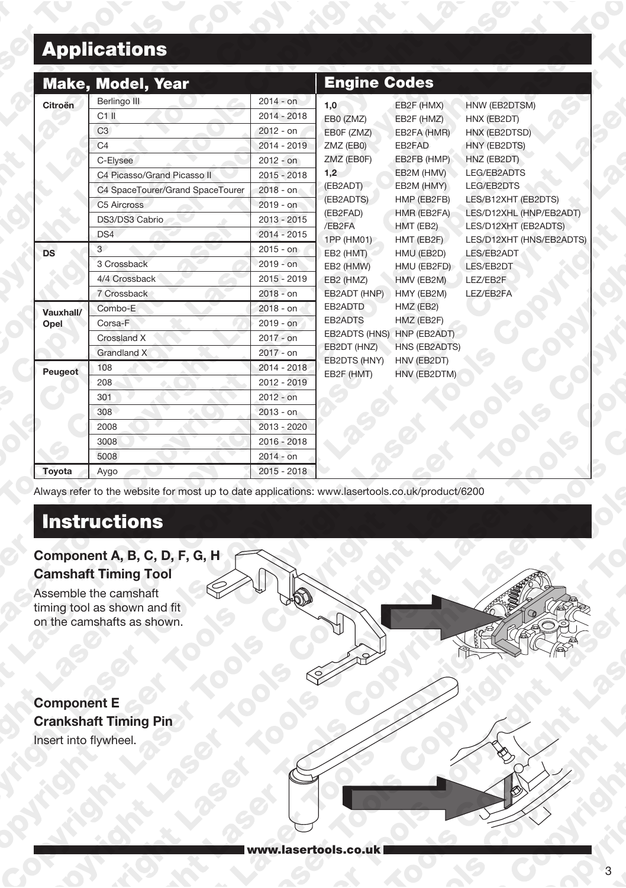## Applications

| Make, Model, Year | | |
|---|---|---|
| **Citroën** | Berlingo III | 2014 - on |
| | C1 II | 2014 - 2018 |
| | C3 | 2012 - on |
| | C4 | 2014 - 2019 |
| | C-Elysee | 2012 - on |
| | C4 Picasso/Grand Picasso II | 2015 - 2018 |
| | C4 SpaceTourer/Grand SpaceTourer | 2018 - on |
| | C5 Aircross | 2019 - on |
| | DS3/DS3 Cabrio | 2013 - 2015 |
| | DS4 | 2014 - 2015 |
| **DS** | 3 | 2015 - on |
| | 3 Crossback | 2019 - on |
| | 4/4 Crossback | 2015 - 2019 |
| | 7 Crossback | 2018 - on |
| **Vauxhall/ Opel** | Combo-E | 2018 - on |
| | Corsa-F | 2019 - on |
| | Crossland X | 2017 - on |
| | Grandland X | 2017 - on |
| **Peugeot** | 108 | 2014 - 2018 |
| | 208 | 2012 - 2019 |
| | 301 | 2012 - on |
| | 308 | 2013 - on |
| | 2008 | 2013 - 2020 |
| | 3008 | 2016 - 2018 |
| | 5008 | 2014 - on |
| **Toyota** | Aygo | 2015 - 2018 |

### Engine Codes

**1,0**
EB0 (ZMZ)
EB0F (ZMZ)
ZMZ (EB0)
ZMZ (EB0F)
**1,2**
(EB2ADT)
(EB2ADTS)
(EB2FAD)
/EB2FA
1PP (HM01)
EB2 (HMT)
EB2 (HMW)
EB2 (HMZ)
EB2ADT (HNP)
EB2ADTD
EB2ADTS
EB2ADTS (HNS)
EB2DT (HNZ)
EB2DTS (HNY)
EB2F (HMT)
EB2F (HMX)
EB2F (HMZ)
EB2FA (HMR)
EB2FAD
EB2FB (HMP)
EB2M (HMV)
EB2M (HMY)
HMP (EB2FB)
HMR (EB2FA)
HMT (EB2)
HMT (EB2F)
HMU (EB2D)
HMU (EB2FD)
HMV (EB2M)
HMY (EB2M)
HMZ (EB2)
HMZ (EB2F)
HNP (EB2ADT)
HNS (EB2ADTS)
HNV (EB2DT)
HNV (EB2DTM)
HNW (EB2DTSM)
HNX (EB2DT)
HNX (EB2DTSD)
HNY (EB2DTS)
HNZ (EB2DT)
LEG/EB2ADTS
LEG/EB2DTS
LES/B12XHT (EB2DTS)
LES/D12XHL (HNP/EB2ADT)
LES/D12XHT (EB2ADTS)
LES/D12XHT (HNS/EB2ADTS)
LES/EB2ADT
LES/EB2DT
LEZ/EB2F
LEZ/EB2FA

Always refer to the website for most up to date applications: www.lasertools.co.uk/product/6200

## Instructions

**Component A, B, C, D, F, G, H**
**Camshaft Timing Tool**

Assemble the camshaft timing tool as shown and fit on the camshafts as shown.

**Component E**
**Crankshaft Timing Pin**

Insert into flywheel.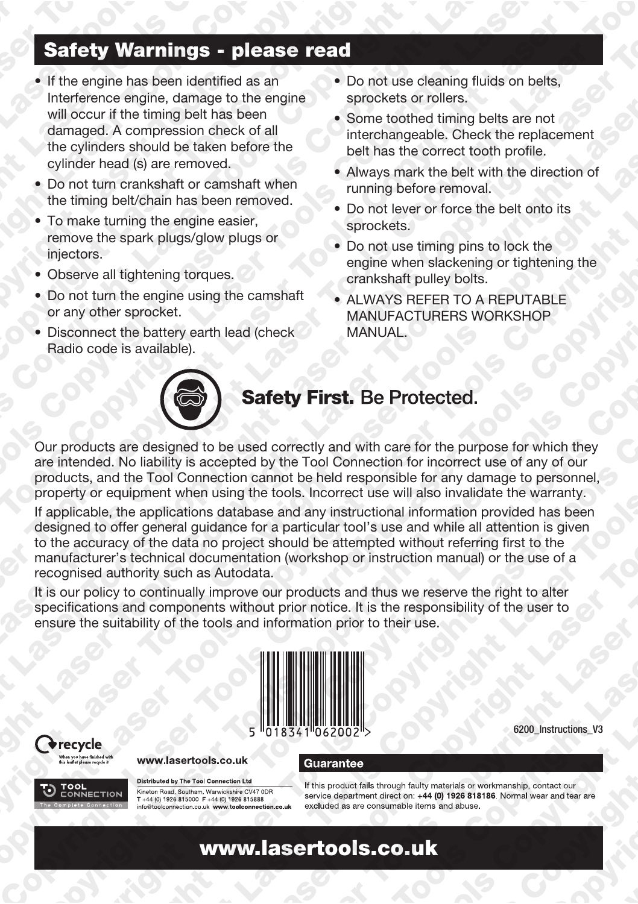## Safety Warnings - please read

- If the engine has been identified as an Interference engine, damage to the engine will occur if the timing belt has been damaged. A compression check of all the cylinders should be taken before the cylinder head (s) are removed.
- Do not turn crankshaft or camshaft when the timing belt/chain has been removed.
- To make turning the engine easier, remove the spark plugs/glow plugs or injectors.
- Observe all tightening torques.
- Do not turn the engine using the camshaft or any other sprocket.
- Disconnect the battery earth lead (check Radio code is available).
- Do not use cleaning fluids on belts, sprockets or rollers.
- Some toothed timing belts are not interchangeable. Check the replacement belt has the correct tooth profile.
- Always mark the belt with the direction of running before removal.
- Do not lever or force the belt onto its sprockets.
- Do not use timing pins to lock the engine when slackening or tightening the crankshaft pulley bolts.
- ALWAYS REFER TO A REPUTABLE MANUFACTURERS WORKSHOP MANUAL.

**Safety First.** Be Protected.

Our products are designed to be used correctly and with care for the purpose for which they are intended. No liability is accepted by the Tool Connection for incorrect use of any of our products, and the Tool Connection cannot be held responsible for any damage to personnel, property or equipment when using the tools. Incorrect use will also invalidate the warranty.

If applicable, the applications database and any instructional information provided has been designed to offer general guidance for a particular tool's use and while all attention is given to the accuracy of the data no project should be attempted without referring first to the manufacturer's technical documentation (workshop or instruction manual) or the use of a recognised authority such as Autodata.

It is our policy to continually improve our products and thus we reserve the right to alter specifications and components without prior notice. It is the responsibility of the user to ensure the suitability of the tools and information prior to their use.

5 018341 062002

6200_Instructions_V3

recycle
When you have finished with this leaflet please recycle it

www.lasertools.co.uk

Distributed by The Tool Connection Ltd
Kineton Road, Southam, Warwickshire CV47 0DR
T +44 (0) 1926 815000 F +44 (0) 1926 815888
info@toolconnection.co.uk www.toolconnection.co.uk

TOOL CONNECTION
The Complete Connection

### Guarantee

If this product fails through faulty materials or workmanship, contact our service department direct on: **+44 (0) 1926 818186**. Normal wear and tear are excluded as are consumable items and abuse.

**www.lasertools.co.uk**